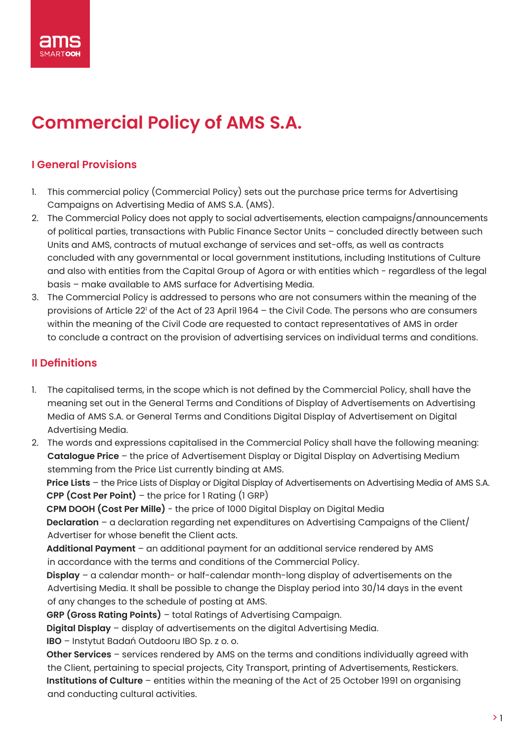ams SMARTOOH

# Commercial Policy of AMS S.A.

## I General Provisions

1. This commercial policy (Commercial Policy) sets out the purchase price terms for Advertising Campaigns on Advertising Media of AMS S.A. (AMS).
2. The Commercial Policy does not apply to social advertisements, election campaigns/announcements of political parties, transactions with Public Finance Sector Units – concluded directly between such Units and AMS, contracts of mutual exchange of services and set-offs, as well as contracts concluded with any governmental or local government institutions, including Institutions of Culture and also with entities from the Capital Group of Agora or with entities which - regardless of the legal basis – make available to AMS surface for Advertising Media.
3. The Commercial Policy is addressed to persons who are not consumers within the meaning of the provisions of Article 22[1] of the Act of 23 April 1964 – the Civil Code. The persons who are consumers within the meaning of the Civil Code are requested to contact representatives of AMS in order to conclude a contract on the provision of advertising services on individual terms and conditions.

## II Definitions

1. The capitalised terms, in the scope which is not defined by the Commercial Policy, shall have the meaning set out in the General Terms and Conditions of Display of Advertisements on Advertising Media of AMS S.A. or General Terms and Conditions Digital Display of Advertisement on Digital Advertising Media.
2. The words and expressions capitalised in the Commercial Policy shall have the following meaning:
   **Catalogue Price** – the price of Advertisement Display or Digital Display on Advertising Medium stemming from the Price List currently binding at AMS.
   **Price Lists** – the Price Lists of Display or Digital Display of Advertisements on Advertising Media of AMS S.A.
   **CPP (Cost Per Point)** – the price for 1 Rating (1 GRP)
   **CPM DOOH (Cost Per Mille)** - the price of 1000 Digital Display on Digital Media
   **Declaration** – a declaration regarding net expenditures on Advertising Campaigns of the Client/ Advertiser for whose benefit the Client acts.
   **Additional Payment** – an additional payment for an additional service rendered by AMS in accordance with the terms and conditions of the Commercial Policy.
   **Display** – a calendar month- or half-calendar month-long display of advertisements on the Advertising Media. It shall be possible to change the Display period into 30/14 days in the event of any changes to the schedule of posting at AMS.
   **GRP (Gross Rating Points)** – total Ratings of Advertising Campaign.
   **Digital Display** – display of advertisements on the digital Advertising Media.
   **IBO** – Instytut Badań Outdooru IBO Sp. z o. o.
   **Other Services** – services rendered by AMS on the terms and conditions individually agreed with the Client, pertaining to special projects, City Transport, printing of Advertisements, Restickers.
   **Institutions of Culture** – entities within the meaning of the Act of 25 October 1991 on organising and conducting cultural activities.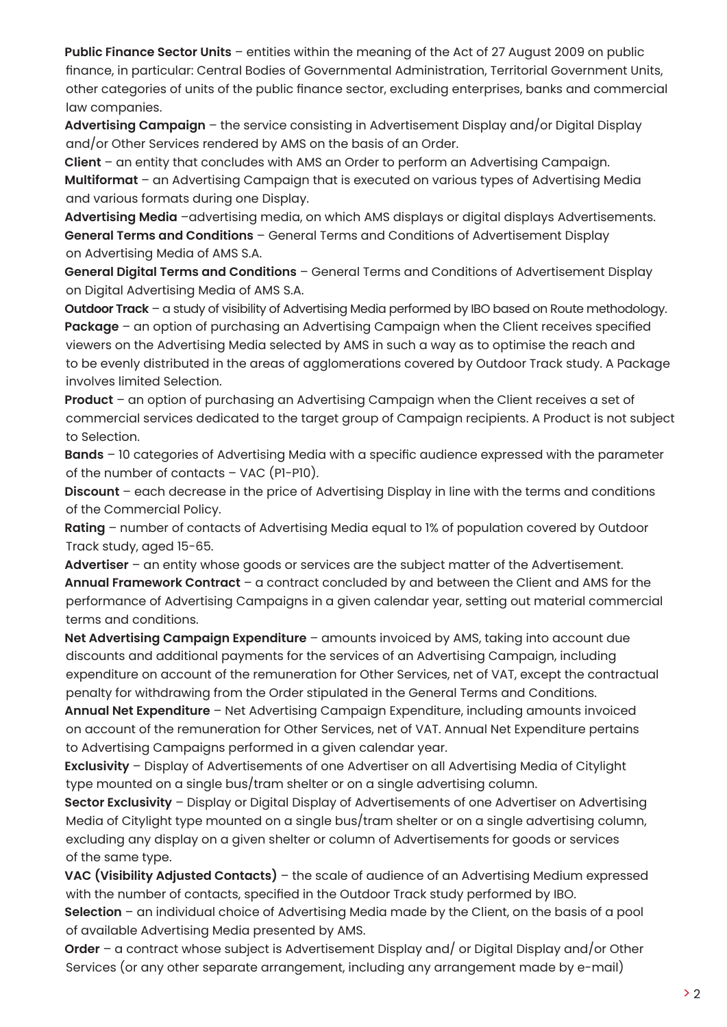**Public Finance Sector Units** – entities within the meaning of the Act of 27 August 2009 on public finance, in particular: Central Bodies of Governmental Administration, Territorial Government Units, other categories of units of the public finance sector, excluding enterprises, banks and commercial law companies.

**Advertising Campaign** – the service consisting in Advertisement Display and/or Digital Display and/or Other Services rendered by AMS on the basis of an Order.

**Client** – an entity that concludes with AMS an Order to perform an Advertising Campaign.

**Multiformat** – an Advertising Campaign that is executed on various types of Advertising Media and various formats during one Display.

**Advertising Media** –advertising media, on which AMS displays or digital displays Advertisements.

**General Terms and Conditions** – General Terms and Conditions of Advertisement Display on Advertising Media of AMS S.A.

**General Digital Terms and Conditions** – General Terms and Conditions of Advertisement Display on Digital Advertising Media of AMS S.A.

**Outdoor Track** – a study of visibility of Advertising Media performed by IBO based on Route methodology.

**Package** – an option of purchasing an Advertising Campaign when the Client receives specified viewers on the Advertising Media selected by AMS in such a way as to optimise the reach and to be evenly distributed in the areas of agglomerations covered by Outdoor Track study. A Package involves limited Selection.

**Product** – an option of purchasing an Advertising Campaign when the Client receives a set of commercial services dedicated to the target group of Campaign recipients. A Product is not subject to Selection.

**Bands** – 10 categories of Advertising Media with a specific audience expressed with the parameter of the number of contacts – VAC (P1-P10).

**Discount** – each decrease in the price of Advertising Display in line with the terms and conditions of the Commercial Policy.

**Rating** – number of contacts of Advertising Media equal to 1% of population covered by Outdoor Track study, aged 15-65.

**Advertiser** – an entity whose goods or services are the subject matter of the Advertisement.

**Annual Framework Contract** – a contract concluded by and between the Client and AMS for the performance of Advertising Campaigns in a given calendar year, setting out material commercial terms and conditions.

**Net Advertising Campaign Expenditure** – amounts invoiced by AMS, taking into account due discounts and additional payments for the services of an Advertising Campaign, including expenditure on account of the remuneration for Other Services, net of VAT, except the contractual penalty for withdrawing from the Order stipulated in the General Terms and Conditions.

**Annual Net Expenditure** – Net Advertising Campaign Expenditure, including amounts invoiced on account of the remuneration for Other Services, net of VAT. Annual Net Expenditure pertains to Advertising Campaigns performed in a given calendar year.

**Exclusivity** – Display of Advertisements of one Advertiser on all Advertising Media of Citylight type mounted on a single bus/tram shelter or on a single advertising column.

**Sector Exclusivity** – Display or Digital Display of Advertisements of one Advertiser on Advertising Media of Citylight type mounted on a single bus/tram shelter or on a single advertising column, excluding any display on a given shelter or column of Advertisements for goods or services of the same type.

**VAC (Visibility Adjusted Contacts)** – the scale of audience of an Advertising Medium expressed with the number of contacts, specified in the Outdoor Track study performed by IBO.

**Selection** – an individual choice of Advertising Media made by the Client, on the basis of a pool of available Advertising Media presented by AMS.

**Order** – a contract whose subject is Advertisement Display and/ or Digital Display and/or Other Services (or any other separate arrangement, including any arrangement made by e-mail)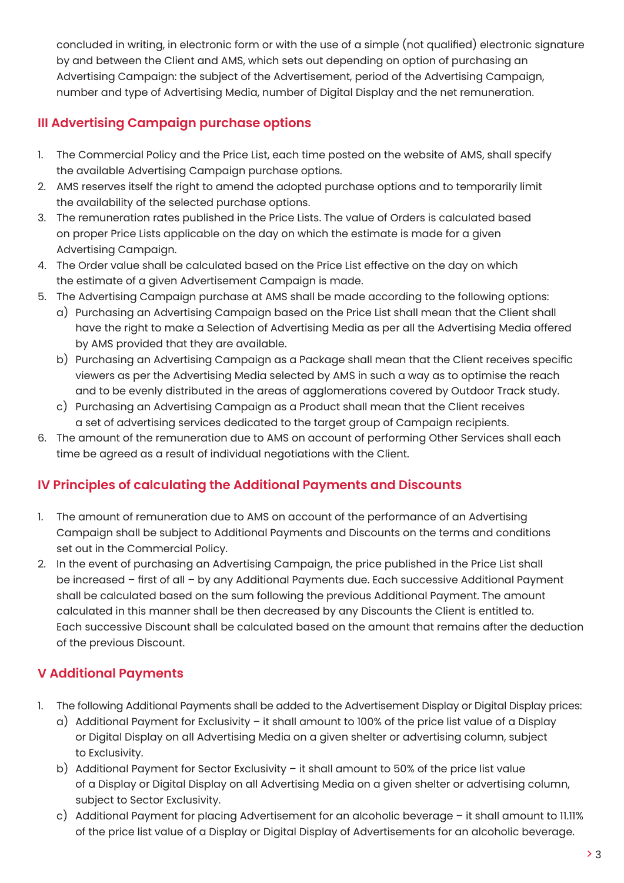concluded in writing, in electronic form or with the use of a simple (not qualified) electronic signature by and between the Client and AMS, which sets out depending on option of purchasing an Advertising Campaign: the subject of the Advertisement, period of the Advertising Campaign, number and type of Advertising Media, number of Digital Display and the net remuneration.

## III Advertising Campaign purchase options

1. The Commercial Policy and the Price List, each time posted on the website of AMS, shall specify the available Advertising Campaign purchase options.
2. AMS reserves itself the right to amend the adopted purchase options and to temporarily limit the availability of the selected purchase options.
3. The remuneration rates published in the Price Lists. The value of Orders is calculated based on proper Price Lists applicable on the day on which the estimate is made for a given Advertising Campaign.
4. The Order value shall be calculated based on the Price List effective on the day on which the estimate of a given Advertisement Campaign is made.
5. The Advertising Campaign purchase at AMS shall be made according to the following options:
   a) Purchasing an Advertising Campaign based on the Price List shall mean that the Client shall have the right to make a Selection of Advertising Media as per all the Advertising Media offered by AMS provided that they are available.
   b) Purchasing an Advertising Campaign as a Package shall mean that the Client receives specific viewers as per the Advertising Media selected by AMS in such a way as to optimise the reach and to be evenly distributed in the areas of agglomerations covered by Outdoor Track study.
   c) Purchasing an Advertising Campaign as a Product shall mean that the Client receives a set of advertising services dedicated to the target group of Campaign recipients.
6. The amount of the remuneration due to AMS on account of performing Other Services shall each time be agreed as a result of individual negotiations with the Client.

## IV Principles of calculating the Additional Payments and Discounts

1. The amount of remuneration due to AMS on account of the performance of an Advertising Campaign shall be subject to Additional Payments and Discounts on the terms and conditions set out in the Commercial Policy.
2. In the event of purchasing an Advertising Campaign, the price published in the Price List shall be increased – first of all – by any Additional Payments due. Each successive Additional Payment shall be calculated based on the sum following the previous Additional Payment. The amount calculated in this manner shall be then decreased by any Discounts the Client is entitled to. Each successive Discount shall be calculated based on the amount that remains after the deduction of the previous Discount.

## V Additional Payments

1. The following Additional Payments shall be added to the Advertisement Display or Digital Display prices:
   a) Additional Payment for Exclusivity – it shall amount to 100% of the price list value of a Display or Digital Display on all Advertising Media on a given shelter or advertising column, subject to Exclusivity.
   b) Additional Payment for Sector Exclusivity – it shall amount to 50% of the price list value of a Display or Digital Display on all Advertising Media on a given shelter or advertising column, subject to Sector Exclusivity.
   c) Additional Payment for placing Advertisement for an alcoholic beverage – it shall amount to 11.11% of the price list value of a Display or Digital Display of Advertisements for an alcoholic beverage.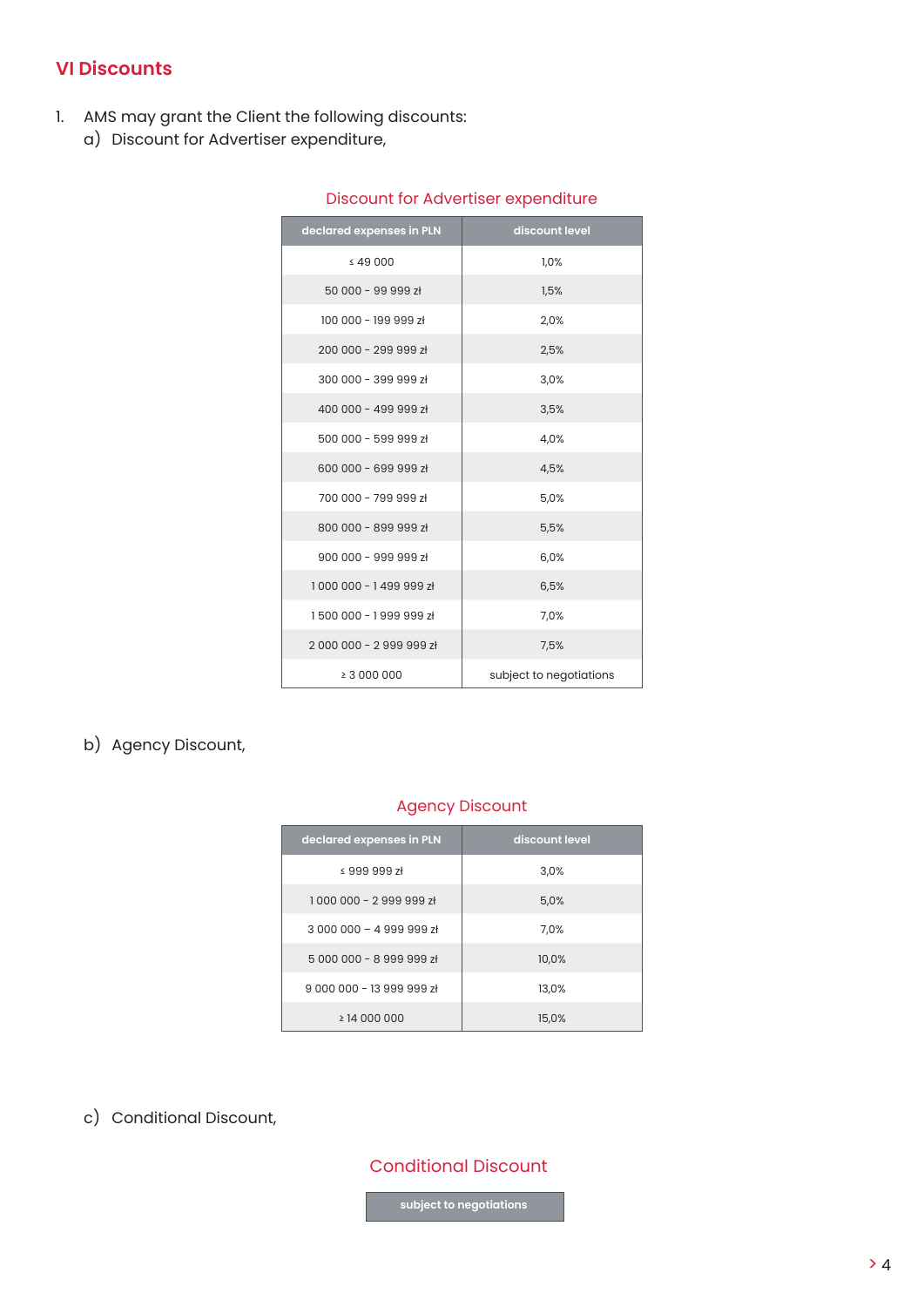## VI Discounts

1. AMS may grant the Client the following discounts:
   a) Discount for Advertiser expenditure,

Discount for Advertiser expenditure

| declared expenses in PLN | discount level |
|---|---|
| ≤ 49 000 | 1,0% |
| 50 000 - 99 999 zł | 1,5% |
| 100 000 - 199 999 zł | 2,0% |
| 200 000 - 299 999 zł | 2,5% |
| 300 000 - 399 999 zł | 3,0% |
| 400 000 - 499 999 zł | 3,5% |
| 500 000 - 599 999 zł | 4,0% |
| 600 000 - 699 999 zł | 4,5% |
| 700 000 - 799 999 zł | 5,0% |
| 800 000 - 899 999 zł | 5,5% |
| 900 000 - 999 999 zł | 6,0% |
| 1 000 000 - 1 499 999 zł | 6,5% |
| 1 500 000 - 1 999 999 zł | 7,0% |
| 2 000 000 - 2 999 999 zł | 7,5% |
| ≥ 3 000 000 | subject to negotiations |

   b) Agency Discount,

Agency Discount

| declared expenses in PLN | discount level |
|---|---|
| ≤ 999 999 zł | 3,0% |
| 1 000 000 - 2 999 999 zł | 5,0% |
| 3 000 000 – 4 999 999 zł | 7,0% |
| 5 000 000 - 8 999 999 zł | 10,0% |
| 9 000 000 - 13 999 999 zł | 13,0% |
| ≥ 14 000 000 | 15,0% |

   c) Conditional Discount,

Conditional Discount

| subject to negotiations |
|---|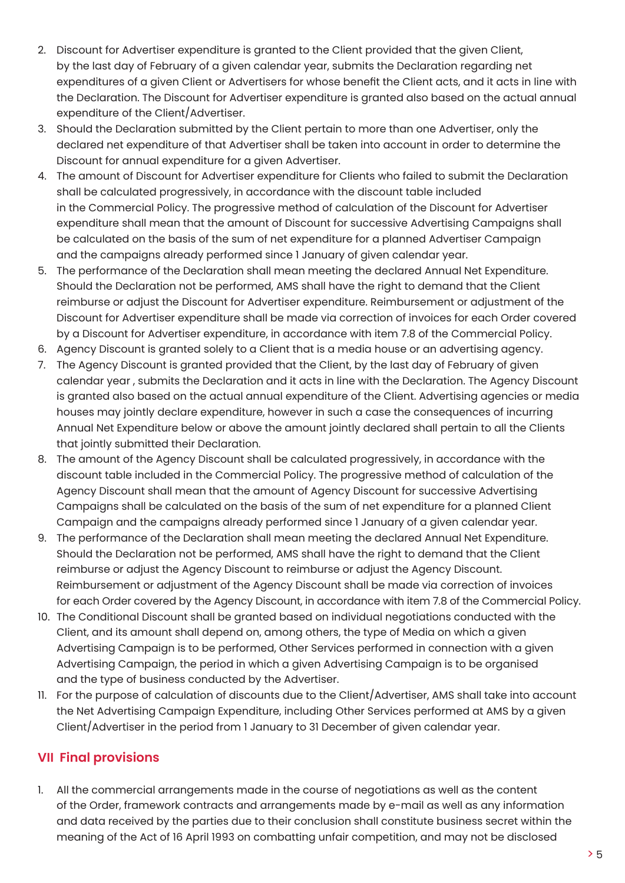2. Discount for Advertiser expenditure is granted to the Client provided that the given Client, by the last day of February of a given calendar year, submits the Declaration regarding net expenditures of a given Client or Advertisers for whose benefit the Client acts, and it acts in line with the Declaration. The Discount for Advertiser expenditure is granted also based on the actual annual expenditure of the Client/Advertiser.
3. Should the Declaration submitted by the Client pertain to more than one Advertiser, only the declared net expenditure of that Advertiser shall be taken into account in order to determine the Discount for annual expenditure for a given Advertiser.
4. The amount of Discount for Advertiser expenditure for Clients who failed to submit the Declaration shall be calculated progressively, in accordance with the discount table included in the Commercial Policy. The progressive method of calculation of the Discount for Advertiser expenditure shall mean that the amount of Discount for successive Advertising Campaigns shall be calculated on the basis of the sum of net expenditure for a planned Advertiser Campaign and the campaigns already performed since 1 January of given calendar year.
5. The performance of the Declaration shall mean meeting the declared Annual Net Expenditure. Should the Declaration not be performed, AMS shall have the right to demand that the Client reimburse or adjust the Discount for Advertiser expenditure. Reimbursement or adjustment of the Discount for Advertiser expenditure shall be made via correction of invoices for each Order covered by a Discount for Advertiser expenditure, in accordance with item 7.8 of the Commercial Policy.
6. Agency Discount is granted solely to a Client that is a media house or an advertising agency.
7. The Agency Discount is granted provided that the Client, by the last day of February of given calendar year , submits the Declaration and it acts in line with the Declaration. The Agency Discount is granted also based on the actual annual expenditure of the Client. Advertising agencies or media houses may jointly declare expenditure, however in such a case the consequences of incurring Annual Net Expenditure below or above the amount jointly declared shall pertain to all the Clients that jointly submitted their Declaration.
8. The amount of the Agency Discount shall be calculated progressively, in accordance with the discount table included in the Commercial Policy. The progressive method of calculation of the Agency Discount shall mean that the amount of Agency Discount for successive Advertising Campaigns shall be calculated on the basis of the sum of net expenditure for a planned Client Campaign and the campaigns already performed since 1 January of a given calendar year.
9. The performance of the Declaration shall mean meeting the declared Annual Net Expenditure. Should the Declaration not be performed, AMS shall have the right to demand that the Client reimburse or adjust the Agency Discount to reimburse or adjust the Agency Discount. Reimbursement or adjustment of the Agency Discount shall be made via correction of invoices for each Order covered by the Agency Discount, in accordance with item 7.8 of the Commercial Policy.
10. The Conditional Discount shall be granted based on individual negotiations conducted with the Client, and its amount shall depend on, among others, the type of Media on which a given Advertising Campaign is to be performed, Other Services performed in connection with a given Advertising Campaign, the period in which a given Advertising Campaign is to be organised and the type of business conducted by the Advertiser.
11. For the purpose of calculation of discounts due to the Client/Advertiser, AMS shall take into account the Net Advertising Campaign Expenditure, including Other Services performed at AMS by a given Client/Advertiser in the period from 1 January to 31 December of given calendar year.

## VII Final provisions

1. All the commercial arrangements made in the course of negotiations as well as the content of the Order, framework contracts and arrangements made by e-mail as well as any information and data received by the parties due to their conclusion shall constitute business secret within the meaning of the Act of 16 April 1993 on combatting unfair competition, and may not be disclosed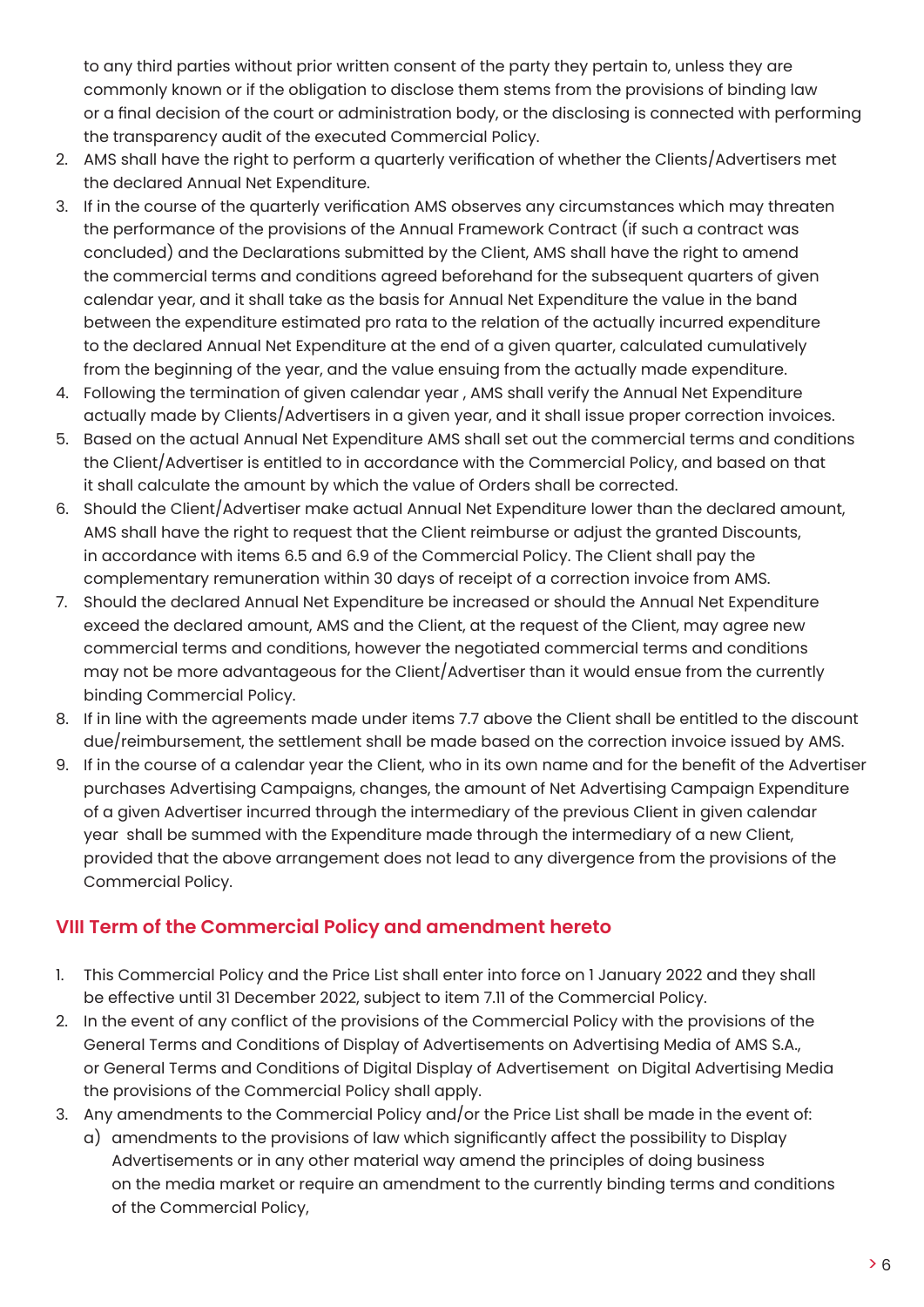to any third parties without prior written consent of the party they pertain to, unless they are commonly known or if the obligation to disclose them stems from the provisions of binding law or a final decision of the court or administration body, or the disclosing is connected with performing the transparency audit of the executed Commercial Policy.

2. AMS shall have the right to perform a quarterly verification of whether the Clients/Advertisers met the declared Annual Net Expenditure.
3. If in the course of the quarterly verification AMS observes any circumstances which may threaten the performance of the provisions of the Annual Framework Contract (if such a contract was concluded) and the Declarations submitted by the Client, AMS shall have the right to amend the commercial terms and conditions agreed beforehand for the subsequent quarters of given calendar year, and it shall take as the basis for Annual Net Expenditure the value in the band between the expenditure estimated pro rata to the relation of the actually incurred expenditure to the declared Annual Net Expenditure at the end of a given quarter, calculated cumulatively from the beginning of the year, and the value ensuing from the actually made expenditure.
4. Following the termination of given calendar year , AMS shall verify the Annual Net Expenditure actually made by Clients/Advertisers in a given year, and it shall issue proper correction invoices.
5. Based on the actual Annual Net Expenditure AMS shall set out the commercial terms and conditions the Client/Advertiser is entitled to in accordance with the Commercial Policy, and based on that it shall calculate the amount by which the value of Orders shall be corrected.
6. Should the Client/Advertiser make actual Annual Net Expenditure lower than the declared amount, AMS shall have the right to request that the Client reimburse or adjust the granted Discounts, in accordance with items 6.5 and 6.9 of the Commercial Policy. The Client shall pay the complementary remuneration within 30 days of receipt of a correction invoice from AMS.
7. Should the declared Annual Net Expenditure be increased or should the Annual Net Expenditure exceed the declared amount, AMS and the Client, at the request of the Client, may agree new commercial terms and conditions, however the negotiated commercial terms and conditions may not be more advantageous for the Client/Advertiser than it would ensue from the currently binding Commercial Policy.
8. If in line with the agreements made under items 7.7 above the Client shall be entitled to the discount due/reimbursement, the settlement shall be made based on the correction invoice issued by AMS.
9. If in the course of a calendar year the Client, who in its own name and for the benefit of the Advertiser purchases Advertising Campaigns, changes, the amount of Net Advertising Campaign Expenditure of a given Advertiser incurred through the intermediary of the previous Client in given calendar year shall be summed with the Expenditure made through the intermediary of a new Client, provided that the above arrangement does not lead to any divergence from the provisions of the Commercial Policy.

## VIII Term of the Commercial Policy and amendment hereto

1. This Commercial Policy and the Price List shall enter into force on 1 January 2022 and they shall be effective until 31 December 2022, subject to item 7.11 of the Commercial Policy.
2. In the event of any conflict of the provisions of the Commercial Policy with the provisions of the General Terms and Conditions of Display of Advertisements on Advertising Media of AMS S.A., or General Terms and Conditions of Digital Display of Advertisement on Digital Advertising Media the provisions of the Commercial Policy shall apply.
3. Any amendments to the Commercial Policy and/or the Price List shall be made in the event of:
   a) amendments to the provisions of law which significantly affect the possibility to Display Advertisements or in any other material way amend the principles of doing business on the media market or require an amendment to the currently binding terms and conditions of the Commercial Policy,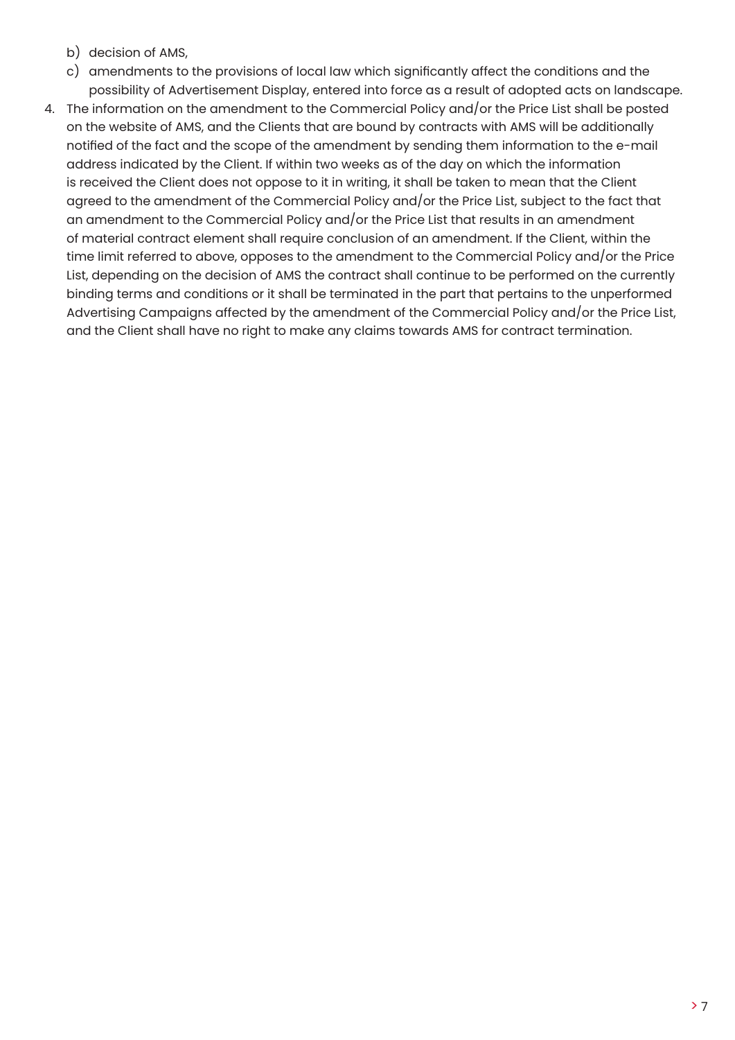b) decision of AMS,

c) amendments to the provisions of local law which significantly affect the conditions and the possibility of Advertisement Display, entered into force as a result of adopted acts on landscape.

4. The information on the amendment to the Commercial Policy and/or the Price List shall be posted on the website of AMS, and the Clients that are bound by contracts with AMS will be additionally notified of the fact and the scope of the amendment by sending them information to the e-mail address indicated by the Client. If within two weeks as of the day on which the information is received the Client does not oppose to it in writing, it shall be taken to mean that the Client agreed to the amendment of the Commercial Policy and/or the Price List, subject to the fact that an amendment to the Commercial Policy and/or the Price List that results in an amendment of material contract element shall require conclusion of an amendment. If the Client, within the time limit referred to above, opposes to the amendment to the Commercial Policy and/or the Price List, depending on the decision of AMS the contract shall continue to be performed on the currently binding terms and conditions or it shall be terminated in the part that pertains to the unperformed Advertising Campaigns affected by the amendment of the Commercial Policy and/or the Price List, and the Client shall have no right to make any claims towards AMS for contract termination.